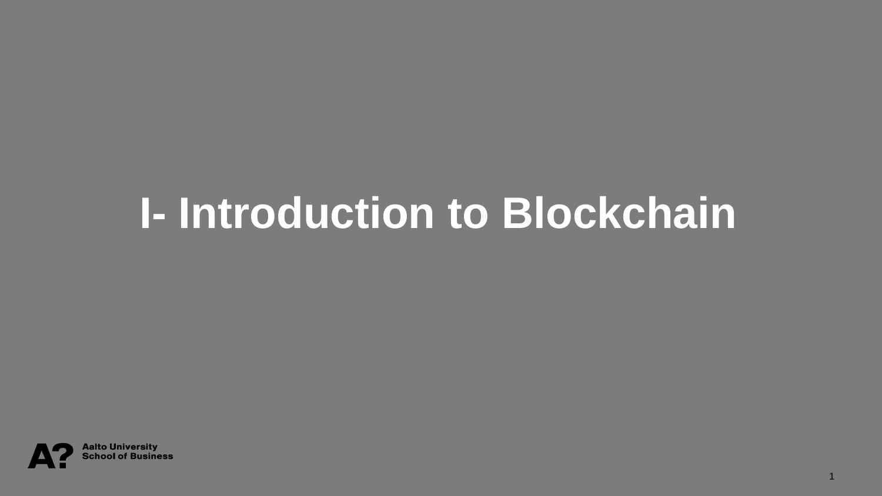# I- Introduction to Blockchain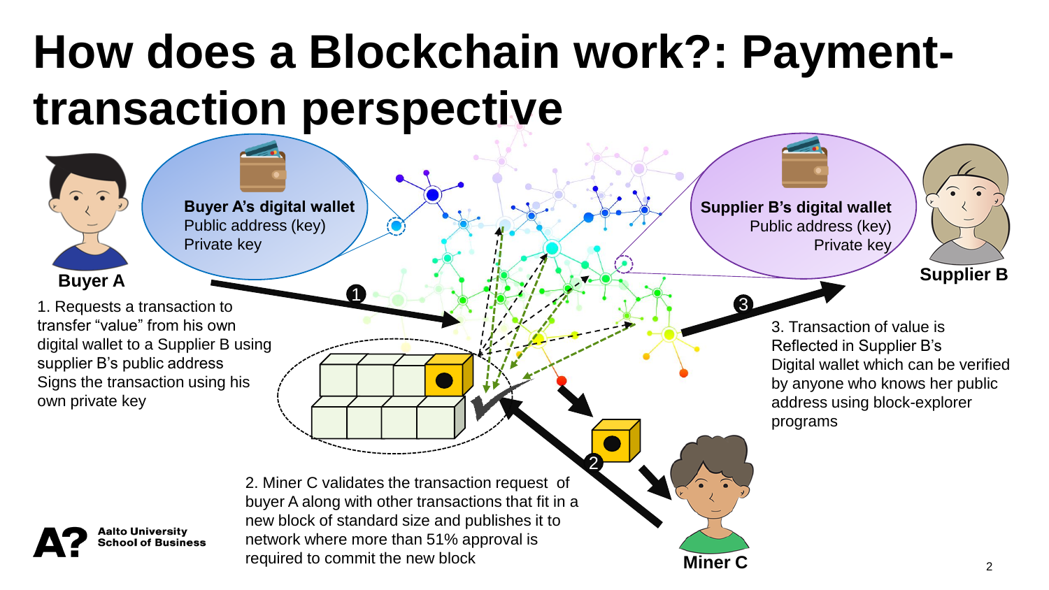# How does a Blockchain work?: Payment-transaction perspective

**Buyer A's digital wallet**
Public address (key)
Private key

**Buyer A**

1. Requests a transaction to transfer "value" from his own digital wallet to a Supplier B using supplier B's public address Signs the transaction using his own private key

**Supplier B's digital wallet**
Public address (key)
Private key

**Supplier B**

3. Transaction of value is Reflected in Supplier B's Digital wallet which can be verified by anyone who knows her public address using block-explorer programs

2. Miner C validates the transaction request of buyer A along with other transactions that fit in a new block of standard size and publishes it to network where more than 51% approval is required to commit the new block

**Miner C**

1

2

3

Aalto University
School of Business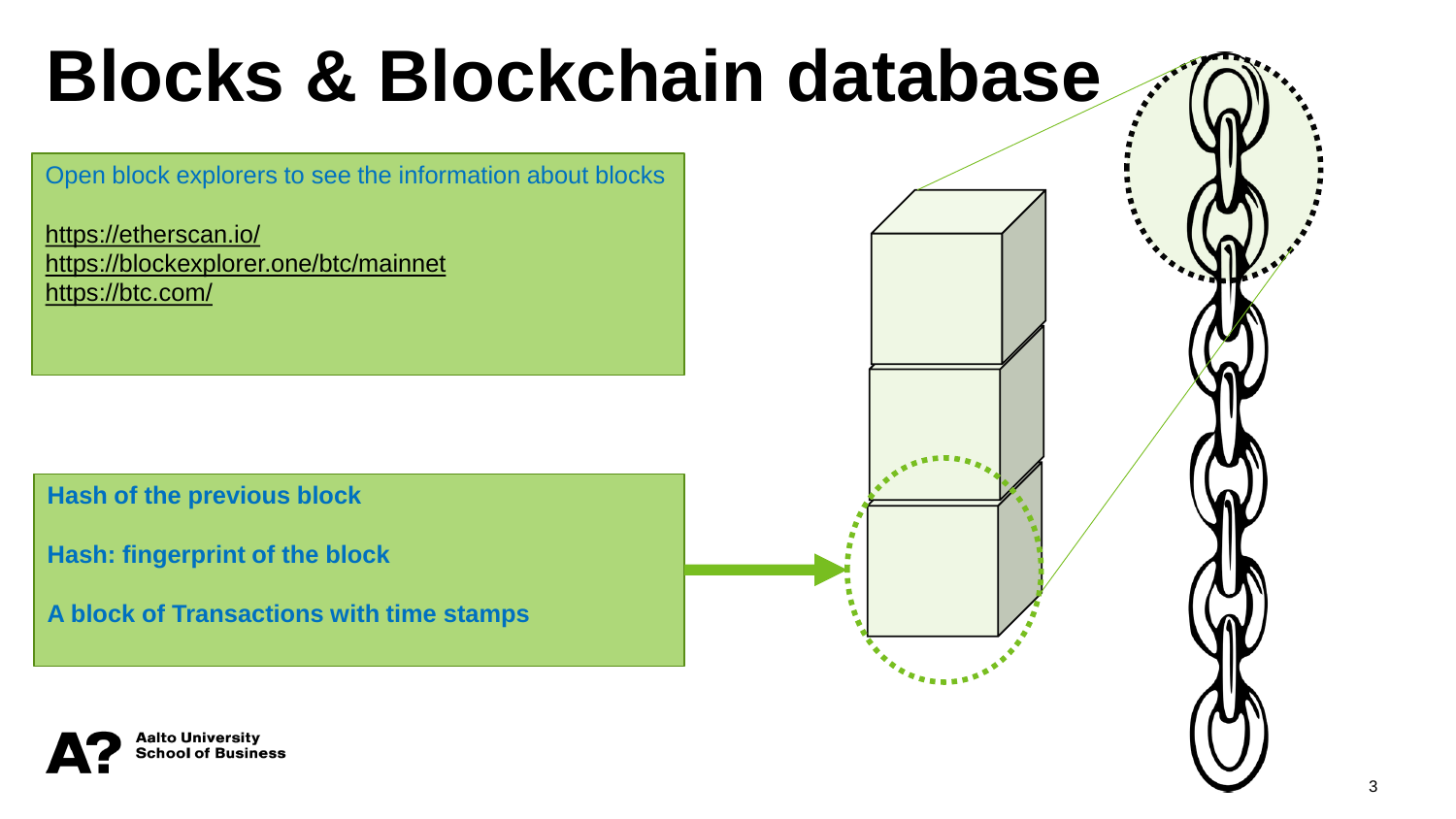# Blocks & Blockchain database

Open block explorers to see the information about blocks

https://etherscan.io/
https://blockexplorer.one/btc/mainnet
https://btc.com/

**Hash of the previous block**

**Hash: fingerprint of the block**

**A block of Transactions with time stamps**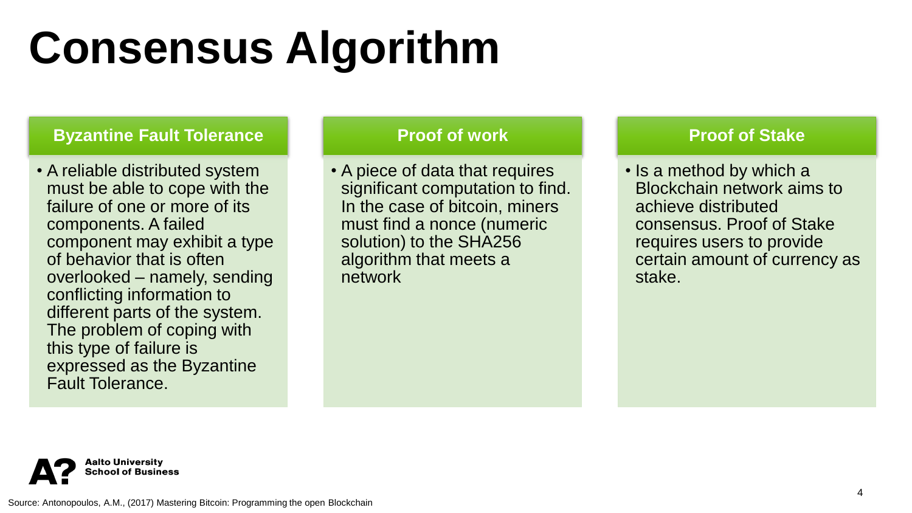# Consensus Algorithm

### Byzantine Fault Tolerance

- A reliable distributed system must be able to cope with the failure of one or more of its components. A failed component may exhibit a type of behavior that is often overlooked – namely, sending conflicting information to different parts of the system. The problem of coping with this type of failure is expressed as the Byzantine Fault Tolerance.

### Proof of work

- A piece of data that requires significant computation to find. In the case of bitcoin, miners must find a nonce (numeric solution) to the SHA256 algorithm that meets a network

### Proof of Stake

- Is a method by which a Blockchain network aims to achieve distributed consensus. Proof of Stake requires users to provide certain amount of currency as stake.

Aalto University School of Business

Source: Antonopoulos, A.M., (2017) Mastering Bitcoin: Programming the open Blockchain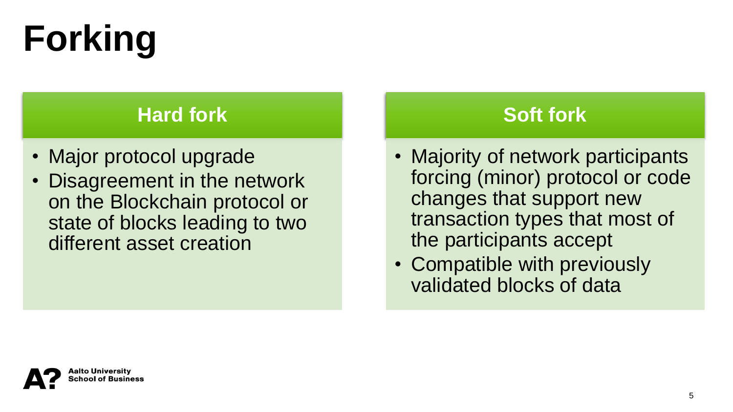# Forking

## Hard fork

- Major protocol upgrade
- Disagreement in the network on the Blockchain protocol or state of blocks leading to two different asset creation

## Soft fork

- Majority of network participants forcing (minor) protocol or code changes that support new transaction types that most of the participants accept
- Compatible with previously validated blocks of data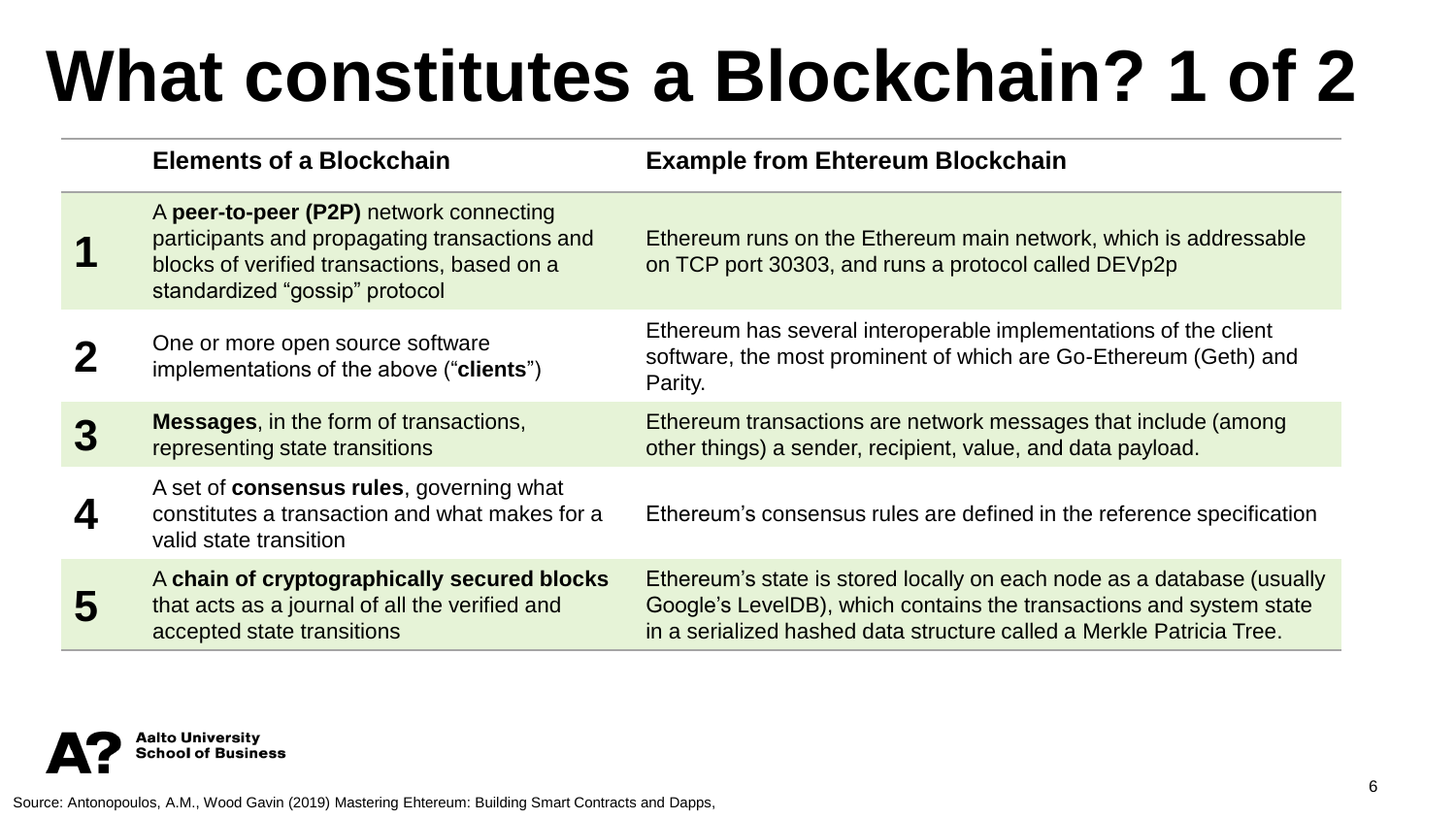# What constitutes a Blockchain? 1 of 2

| | Elements of a Blockchain | Example from Ehtereum Blockchain |
|---|---|---|
| **1** | A **peer-to-peer (P2P)** network connecting participants and propagating transactions and blocks of verified transactions, based on a standardized "gossip" protocol | Ethereum runs on the Ethereum main network, which is addressable on TCP port 30303, and runs a protocol called DEVp2p |
| **2** | One or more open source software implementations of the above ("**clients**") | Ethereum has several interoperable implementations of the client software, the most prominent of which are Go-Ethereum (Geth) and Parity. |
| **3** | **Messages**, in the form of transactions, representing state transitions | Ethereum transactions are network messages that include (among other things) a sender, recipient, value, and data payload. |
| **4** | A set of **consensus rules**, governing what constitutes a transaction and what makes for a valid state transition | Ethereum's consensus rules are defined in the reference specification |
| **5** | A **chain of cryptographically secured blocks** that acts as a journal of all the verified and accepted state transitions | Ethereum's state is stored locally on each node as a database (usually Google's LevelDB), which contains the transactions and system state in a serialized hashed data structure called a Merkle Patricia Tree. |

Aalto University School of Business

Source: Antonopoulos, A.M., Wood Gavin (2019) Mastering Ehtereum: Building Smart Contracts and Dapps,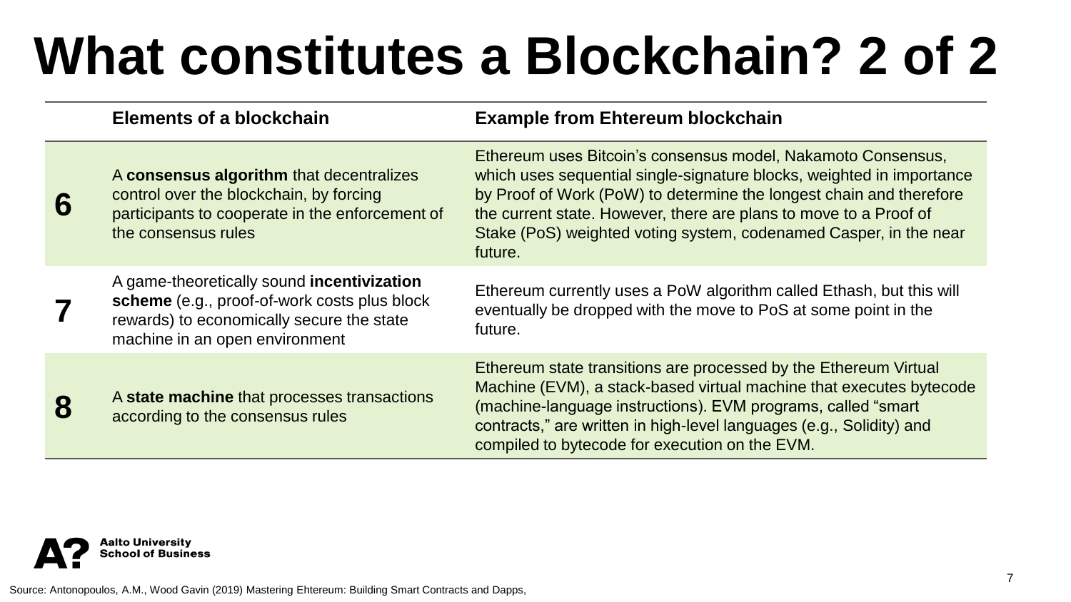# What constitutes a Blockchain? 2 of 2

| | Elements of a blockchain | Example from Ehtereum blockchain |
|---|---|---|
| **6** | A **consensus algorithm** that decentralizes control over the blockchain, by forcing participants to cooperate in the enforcement of the consensus rules | Ethereum uses Bitcoin's consensus model, Nakamoto Consensus, which uses sequential single-signature blocks, weighted in importance by Proof of Work (PoW) to determine the longest chain and therefore the current state. However, there are plans to move to a Proof of Stake (PoS) weighted voting system, codenamed Casper, in the near future. |
| **7** | A game-theoretically sound **incentivization scheme** (e.g., proof-of-work costs plus block rewards) to economically secure the state machine in an open environment | Ethereum currently uses a PoW algorithm called Ethash, but this will eventually be dropped with the move to PoS at some point in the future. |
| **8** | A **state machine** that processes transactions according to the consensus rules | Ethereum state transitions are processed by the Ethereum Virtual Machine (EVM), a stack-based virtual machine that executes bytecode (machine-language instructions). EVM programs, called "smart contracts," are written in high-level languages (e.g., Solidity) and compiled to bytecode for execution on the EVM. |

Aalto University School of Business

Source: Antonopoulos, A.M., Wood Gavin (2019) Mastering Ehtereum: Building Smart Contracts and Dapps,